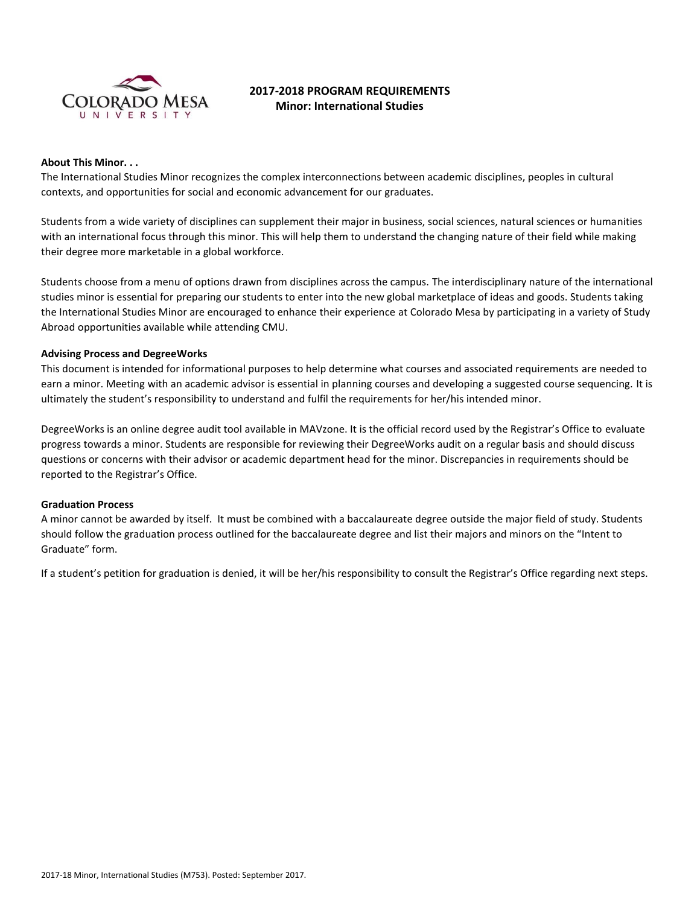# 2017-2018 PROGRAM REQUIREMENTS
## Minor: International Studies

**About This Minor. . .**

The International Studies Minor recognizes the complex interconnections between academic disciplines, peoples in cultural contexts, and opportunities for social and economic advancement for our graduates.

Students from a wide variety of disciplines can supplement their major in business, social sciences, natural sciences or humanities with an international focus through this minor. This will help them to understand the changing nature of their field while making their degree more marketable in a global workforce.

Students choose from a menu of options drawn from disciplines across the campus. The interdisciplinary nature of the international studies minor is essential for preparing our students to enter into the new global marketplace of ideas and goods. Students taking the International Studies Minor are encouraged to enhance their experience at Colorado Mesa by participating in a variety of Study Abroad opportunities available while attending CMU.

**Advising Process and DegreeWorks**

This document is intended for informational purposes to help determine what courses and associated requirements are needed to earn a minor. Meeting with an academic advisor is essential in planning courses and developing a suggested course sequencing. It is ultimately the student's responsibility to understand and fulfil the requirements for her/his intended minor.

DegreeWorks is an online degree audit tool available in MAVzone. It is the official record used by the Registrar's Office to evaluate progress towards a minor. Students are responsible for reviewing their DegreeWorks audit on a regular basis and should discuss questions or concerns with their advisor or academic department head for the minor. Discrepancies in requirements should be reported to the Registrar's Office.

**Graduation Process**

A minor cannot be awarded by itself. It must be combined with a baccalaureate degree outside the major field of study. Students should follow the graduation process outlined for the baccalaureate degree and list their majors and minors on the "Intent to Graduate" form.

If a student's petition for graduation is denied, it will be her/his responsibility to consult the Registrar's Office regarding next steps.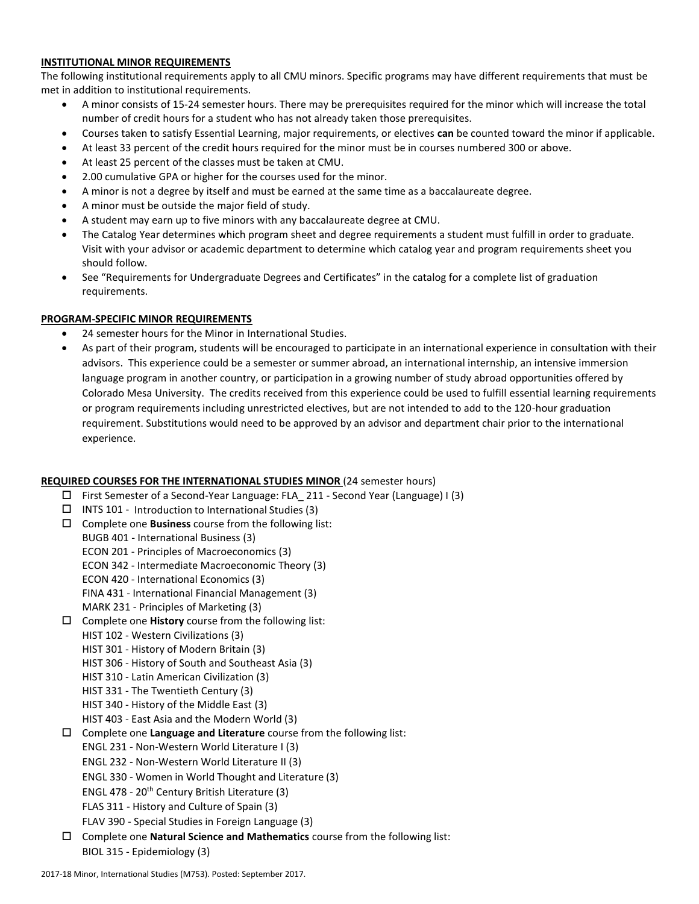**INSTITUTIONAL MINOR REQUIREMENTS**

The following institutional requirements apply to all CMU minors. Specific programs may have different requirements that must be met in addition to institutional requirements.

- A minor consists of 15-24 semester hours. There may be prerequisites required for the minor which will increase the total number of credit hours for a student who has not already taken those prerequisites.
- Courses taken to satisfy Essential Learning, major requirements, or electives **can** be counted toward the minor if applicable.
- At least 33 percent of the credit hours required for the minor must be in courses numbered 300 or above.
- At least 25 percent of the classes must be taken at CMU.
- 2.00 cumulative GPA or higher for the courses used for the minor.
- A minor is not a degree by itself and must be earned at the same time as a baccalaureate degree.
- A minor must be outside the major field of study.
- A student may earn up to five minors with any baccalaureate degree at CMU.
- The Catalog Year determines which program sheet and degree requirements a student must fulfill in order to graduate. Visit with your advisor or academic department to determine which catalog year and program requirements sheet you should follow.
- See "Requirements for Undergraduate Degrees and Certificates" in the catalog for a complete list of graduation requirements.

**PROGRAM-SPECIFIC MINOR REQUIREMENTS**

- 24 semester hours for the Minor in International Studies.
- As part of their program, students will be encouraged to participate in an international experience in consultation with their advisors. This experience could be a semester or summer abroad, an international internship, an intensive immersion language program in another country, or participation in a growing number of study abroad opportunities offered by Colorado Mesa University. The credits received from this experience could be used to fulfill essential learning requirements or program requirements including unrestricted electives, but are not intended to add to the 120-hour graduation requirement. Substitutions would need to be approved by an advisor and department chair prior to the international experience.

**REQUIRED COURSES FOR THE INTERNATIONAL STUDIES MINOR** (24 semester hours)

- ☐ First Semester of a Second-Year Language: FLA_ 211 - Second Year (Language) I (3)
- ☐ INTS 101 - Introduction to International Studies (3)
- ☐ Complete one **Business** course from the following list:
  - BUGB 401 - International Business (3)
  - ECON 201 - Principles of Macroeconomics (3)
  - ECON 342 - Intermediate Macroeconomic Theory (3)
  - ECON 420 - International Economics (3)
  - FINA 431 - International Financial Management (3)
  - MARK 231 - Principles of Marketing (3)
- ☐ Complete one **History** course from the following list:
  - HIST 102 - Western Civilizations (3)
  - HIST 301 - History of Modern Britain (3)
  - HIST 306 - History of South and Southeast Asia (3)
  - HIST 310 - Latin American Civilization (3)
  - HIST 331 - The Twentieth Century (3)
  - HIST 340 - History of the Middle East (3)
  - HIST 403 - East Asia and the Modern World (3)
- ☐ Complete one **Language and Literature** course from the following list:
  - ENGL 231 - Non-Western World Literature I (3)
  - ENGL 232 - Non-Western World Literature II (3)
  - ENGL 330 - Women in World Thought and Literature (3)
  - ENGL 478 - 20th Century British Literature (3)
  - FLAS 311 - History and Culture of Spain (3)
  - FLAV 390 - Special Studies in Foreign Language (3)
- ☐ Complete one **Natural Science and Mathematics** course from the following list:
  - BIOL 315 - Epidemiology (3)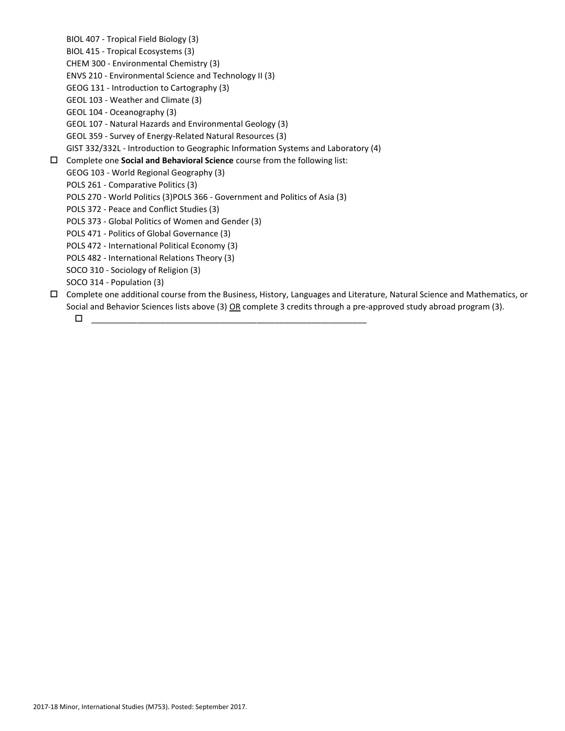BIOL 407 - Tropical Field Biology (3)
BIOL 415 - Tropical Ecosystems (3)
CHEM 300 - Environmental Chemistry (3)
ENVS 210 - Environmental Science and Technology II (3)
GEOG 131 - Introduction to Cartography (3)
GEOL 103 - Weather and Climate (3)
GEOL 104 - Oceanography (3)
GEOL 107 - Natural Hazards and Environmental Geology (3)
GEOL 359 - Survey of Energy-Related Natural Resources (3)
GIST 332/332L - Introduction to Geographic Information Systems and Laboratory (4)

- [ ] Complete one **Social and Behavioral Science** course from the following list:

GEOG 103 - World Regional Geography (3)
POLS 261 - Comparative Politics (3)
POLS 270 - World Politics (3)POLS 366 - Government and Politics of Asia (3)
POLS 372 - Peace and Conflict Studies (3)
POLS 373 - Global Politics of Women and Gender (3)
POLS 471 - Politics of Global Governance (3)
POLS 472 - International Political Economy (3)
POLS 482 - International Relations Theory (3)
SOCO 310 - Sociology of Religion (3)
SOCO 314 - Population (3)

- [ ] Complete one additional course from the Business, History, Languages and Literature, Natural Science and Mathematics, or Social and Behavior Sciences lists above (3) OR complete 3 credits through a pre-approved study abroad program (3).
  - [ ] ____________________________________________________________

2017-18 Minor, International Studies (M753). Posted: September 2017.